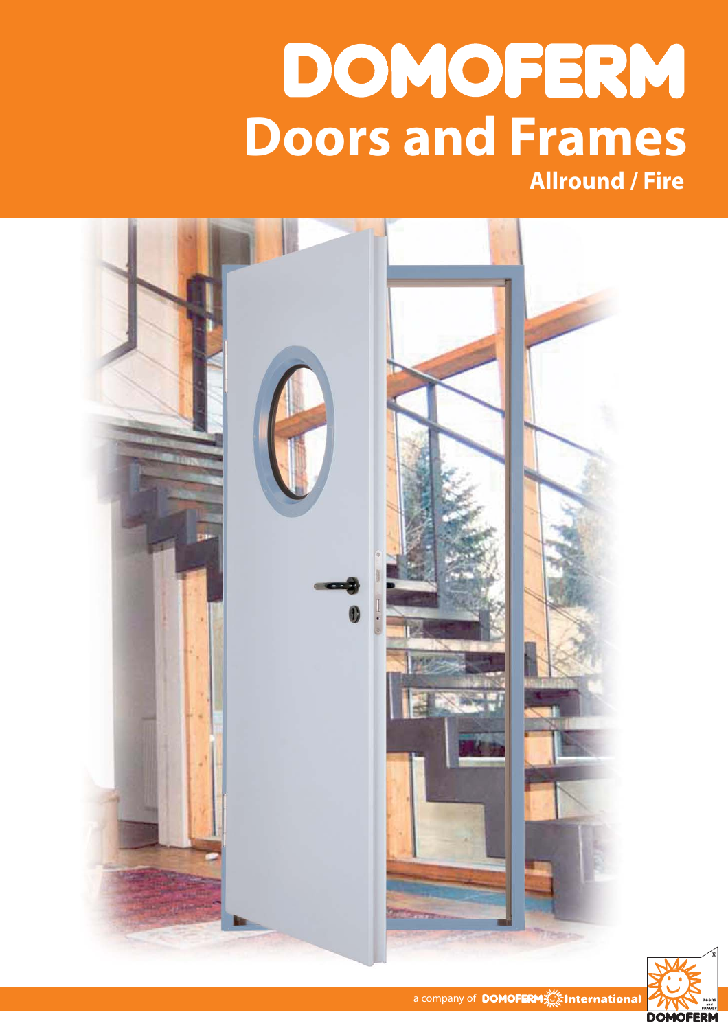# DOMOFERM

## Doors and Frames

### Allround / Fire

a company of DOMOFERM International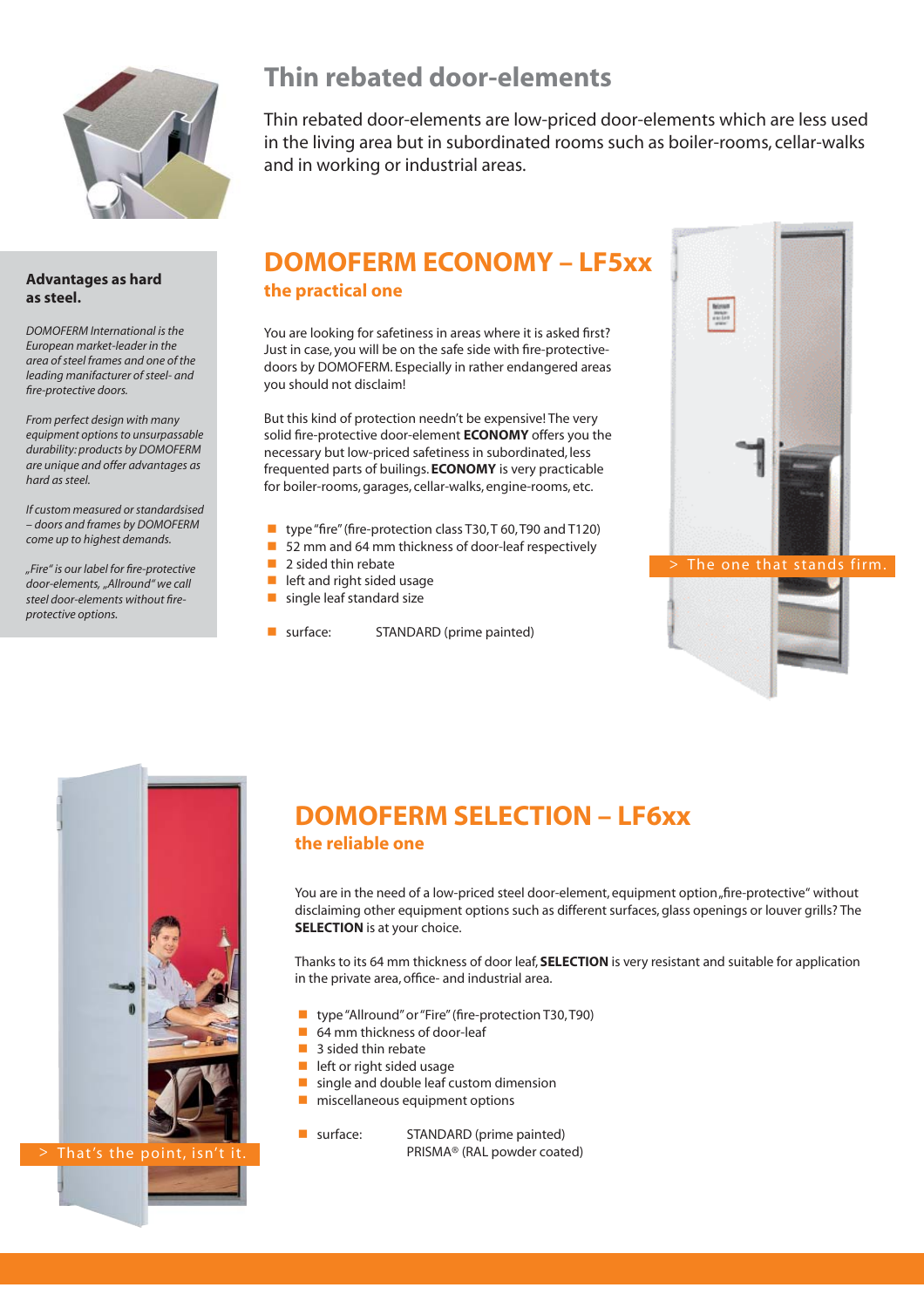# Thin rebated door-elements

Thin rebated door-elements are low-priced door-elements which are less used in the living area but in subordinated rooms such as boiler-rooms, cellar-walks and in working or industrial areas.

**Advantages as hard as steel.**

*DOMOFERM International is the European market-leader in the area of steel frames and one of the leading manifacturer of steel- and fire-protective doors.*

*From perfect design with many equipment options to unsurpassable durability: products by DOMOFERM are unique and offer advantages as hard as steel.*

*If custom measured or standardsised – doors and frames by DOMOFERM come up to highest demands.*

*„Fire" is our label for fire-protective door-elements, „Allround" we call steel door-elements without fire-protective options.*

## DOMOFERM ECONOMY – LF5xx

### the practical one

You are looking for safetiness in areas where it is asked first? Just in case, you will be on the safe side with fire-protective-doors by DOMOFERM. Especially in rather endangered areas you should not disclaim!

But this kind of protection needn't be expensive! The very solid fire-protective door-element **ECONOMY** offers you the necessary but low-priced safetiness in subordinated, less frequented parts of builings. **ECONOMY** is very practicable for boiler-rooms, garages, cellar-walks, engine-rooms, etc.

- type "fire" (fire-protection class T30, T 60, T90 and T120)
- 52 mm and 64 mm thickness of door-leaf respectively
- 2 sided thin rebate
- left and right sided usage
- single leaf standard size

- surface: STANDARD (prime painted)

> The one that stands firm.

## DOMOFERM SELECTION – LF6xx

### the reliable one

You are in the need of a low-priced steel door-element, equipment option „fire-protective" without disclaiming other equipment options such as different surfaces, glass openings or louver grills? The **SELECTION** is at your choice.

Thanks to its 64 mm thickness of door leaf, **SELECTION** is very resistant and suitable for application in the private area, office- and industrial area.

- type "Allround" or "Fire" (fire-protection T30, T90)
- 64 mm thickness of door-leaf
- 3 sided thin rebate
- left or right sided usage
- single and double leaf custom dimension
- miscellaneous equipment options

- surface: STANDARD (prime painted)
  PRISMA® (RAL powder coated)

> That's the point, isn't it.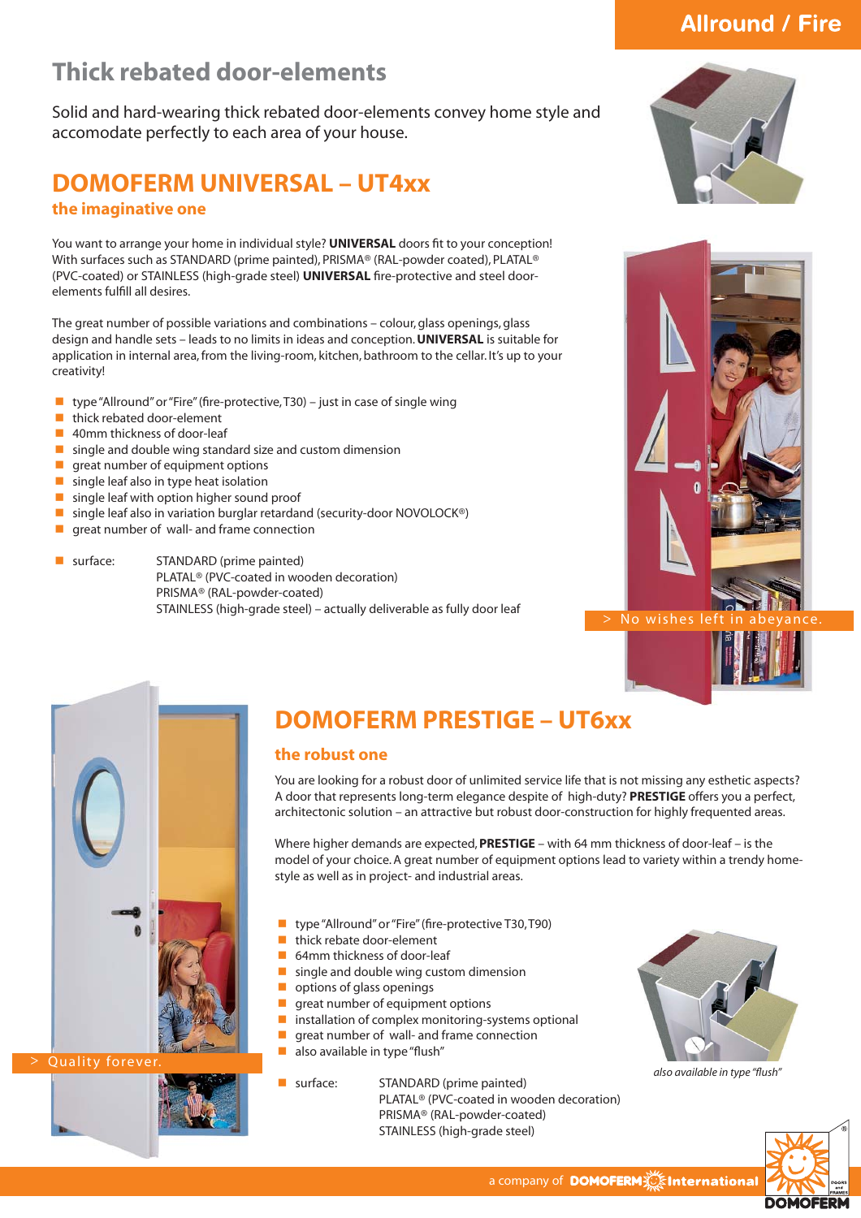# Thick rebated door-elements

Solid and hard-wearing thick rebated door-elements convey home style and accomodate perfectly to each area of your house.

## DOMOFERM UNIVERSAL – UT4xx

### the imaginative one

You want to arrange your home in individual style? **UNIVERSAL** doors fit to your conception! With surfaces such as STANDARD (prime painted), PRISMA® (RAL-powder coated), PLATAL® (PVC-coated) or STAINLESS (high-grade steel) **UNIVERSAL** fire-protective and steel door-elements fulfill all desires.

The great number of possible variations and combinations – colour, glass openings, glass design and handle sets – leads to no limits in ideas and conception. **UNIVERSAL** is suitable for application in internal area, from the living-room, kitchen, bathroom to the cellar. It's up to your creativity!

- type "Allround" or "Fire" (fire-protective, T30) – just in case of single wing
- thick rebated door-element
- 40mm thickness of door-leaf
- single and double wing standard size and custom dimension
- great number of equipment options
- single leaf also in type heat isolation
- single leaf with option higher sound proof
- single leaf also in variation burglar retardand (security-door NOVOLOCK®)
- great number of wall- and frame connection
- surface: STANDARD (prime painted)
  PLATAL® (PVC-coated in wooden decoration)
  PRISMA® (RAL-powder-coated)
  STAINLESS (high-grade steel) – actually deliverable as fully door leaf

> No wishes left in abeyance.

## DOMOFERM PRESTIGE – UT6xx

### the robust one

You are looking for a robust door of unlimited service life that is not missing any esthetic aspects? A door that represents long-term elegance despite of high-duty? **PRESTIGE** offers you a perfect, architectonic solution – an attractive but robust door-construction for highly frequented areas.

Where higher demands are expected, **PRESTIGE** – with 64 mm thickness of door-leaf – is the model of your choice. A great number of equipment options lead to variety within a trendy home-style as well as in project- and industrial areas.

- type "Allround" or "Fire" (fire-protective T30, T90)
- thick rebate door-element
- 64mm thickness of door-leaf
- single and double wing custom dimension
- options of glass openings
- great number of equipment options
- installation of complex monitoring-systems optional
- great number of wall- and frame connection
- also available in type "flush"
- surface: STANDARD (prime painted)
  PLATAL® (PVC-coated in wooden decoration)
  PRISMA® (RAL-powder-coated)
  STAINLESS (high-grade steel)

*also available in type "flush"*

> Quality forever.

a company of DOMOFERM International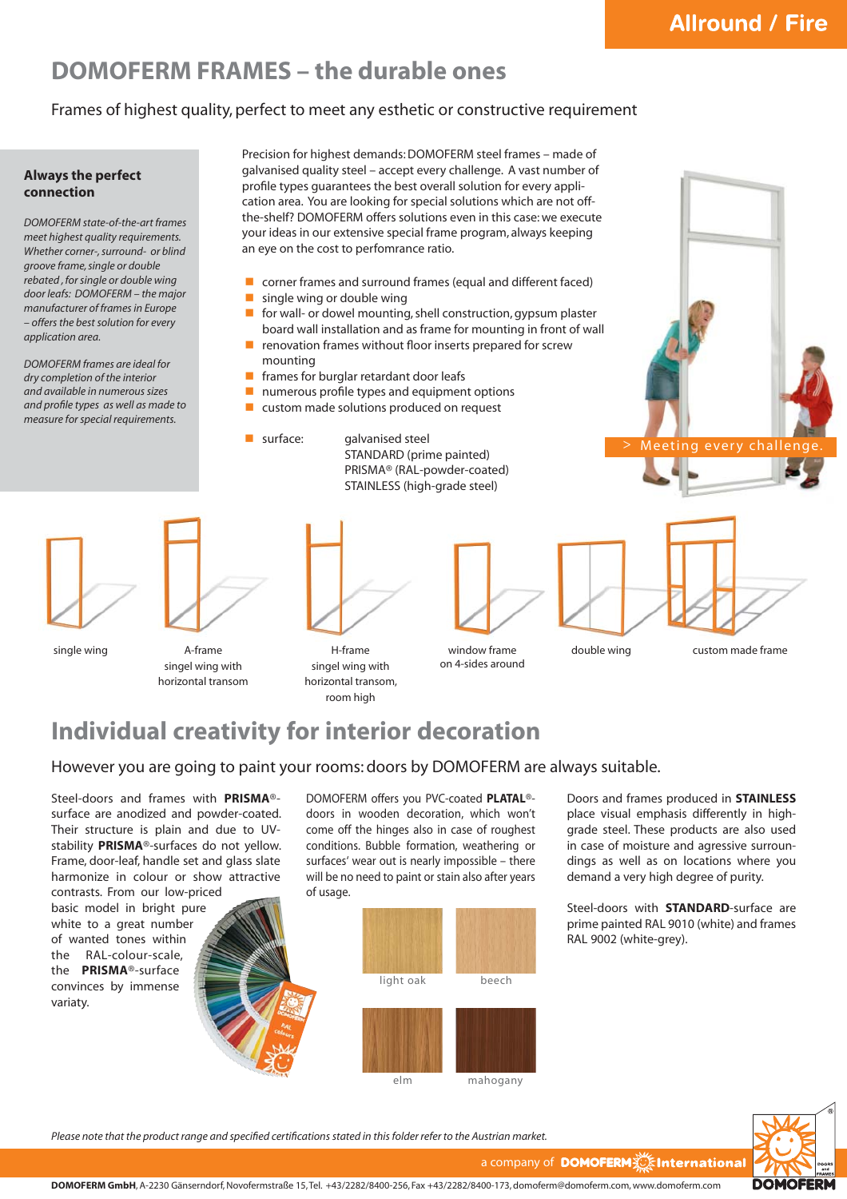Allround / Fire

# DOMOFERM FRAMES – the durable ones

Frames of highest quality, perfect to meet any esthetic or constructive requirement

### Always the perfect connection

*DOMOFERM state-of-the-art frames meet highest quality requirements. Whether corner-, surround- or blind groove frame, single or double rebated , for single or double wing door leafs: DOMOFERM – the major manufacturer of frames in Europe – offers the best solution for every application area.*

*DOMOFERM frames are ideal for dry completion of the interior and available in numerous sizes and profile types as well as made to measure for special requirements.*

Precision for highest demands: DOMOFERM steel frames – made of galvanised quality steel – accept every challenge. A vast number of profile types guarantees the best overall solution for every application area. You are looking for special solutions which are not off-the-shelf? DOMOFERM offers solutions even in this case: we execute your ideas in our extensive special frame program, always keeping an eye on the cost to perfomrance ratio.

- corner frames and surround frames (equal and different faced)
- single wing or double wing
- for wall- or dowel mounting, shell construction, gypsum plaster board wall installation and as frame for mounting in front of wall
- renovation frames without floor inserts prepared for screw mounting
- frames for burglar retardant door leafs
- numerous profile types and equipment options
- custom made solutions produced on request
- surface: galvanised steel
  STANDARD (prime painted)
  PRISMA® (RAL-powder-coated)
  STAINLESS (high-grade steel)

> Meeting every challenge.

single wing

A-frame singel wing with horizontal transom

H-frame singel wing with horizontal transom, room high

window frame on 4-sides around

double wing

custom made frame

# Individual creativity for interior decoration

However you are going to paint your rooms: doors by DOMOFERM are always suitable.

Steel-doors and frames with **PRISMA**®-surface are anodized and powder-coated. Their structure is plain and due to UV-stability **PRISMA**®-surfaces do not yellow. Frame, door-leaf, handle set and glass slate harmonize in colour or show attractive contrasts. From our low-priced basic model in bright pure white to a great number of wanted tones within the RAL-colour-scale, the **PRISMA**®-surface convinces by immense variaty.

DOMOFERM offers you PVC-coated **PLATAL**®-doors in wooden decoration, which won't come off the hinges also in case of roughest conditions. Bubble formation, weathering or surfaces' wear out is nearly impossible – there will be no need to paint or stain also after years of usage.

light oak

beech

elm

mahogany

Doors and frames produced in **STAINLESS** place visual emphasis differently in high-grade steel. These products are also used in case of moisture and agressive surroundings as well as on locations where you demand a very high degree of purity.

Steel-doors with **STANDARD**-surface are prime painted RAL 9010 (white) and frames RAL 9002 (white-grey).

*Please note that the product range and specified certifications stated in this folder refer to the Austrian market.*

a company of DOMOFERM International

**DOMOFERM GmbH**, A-2230 Gänserndorf, Novofermstraße 15, Tel. +43/2282/8400-256, Fax +43/2282/8400-173, domoferm@domoferm.com, www.domoferm.com